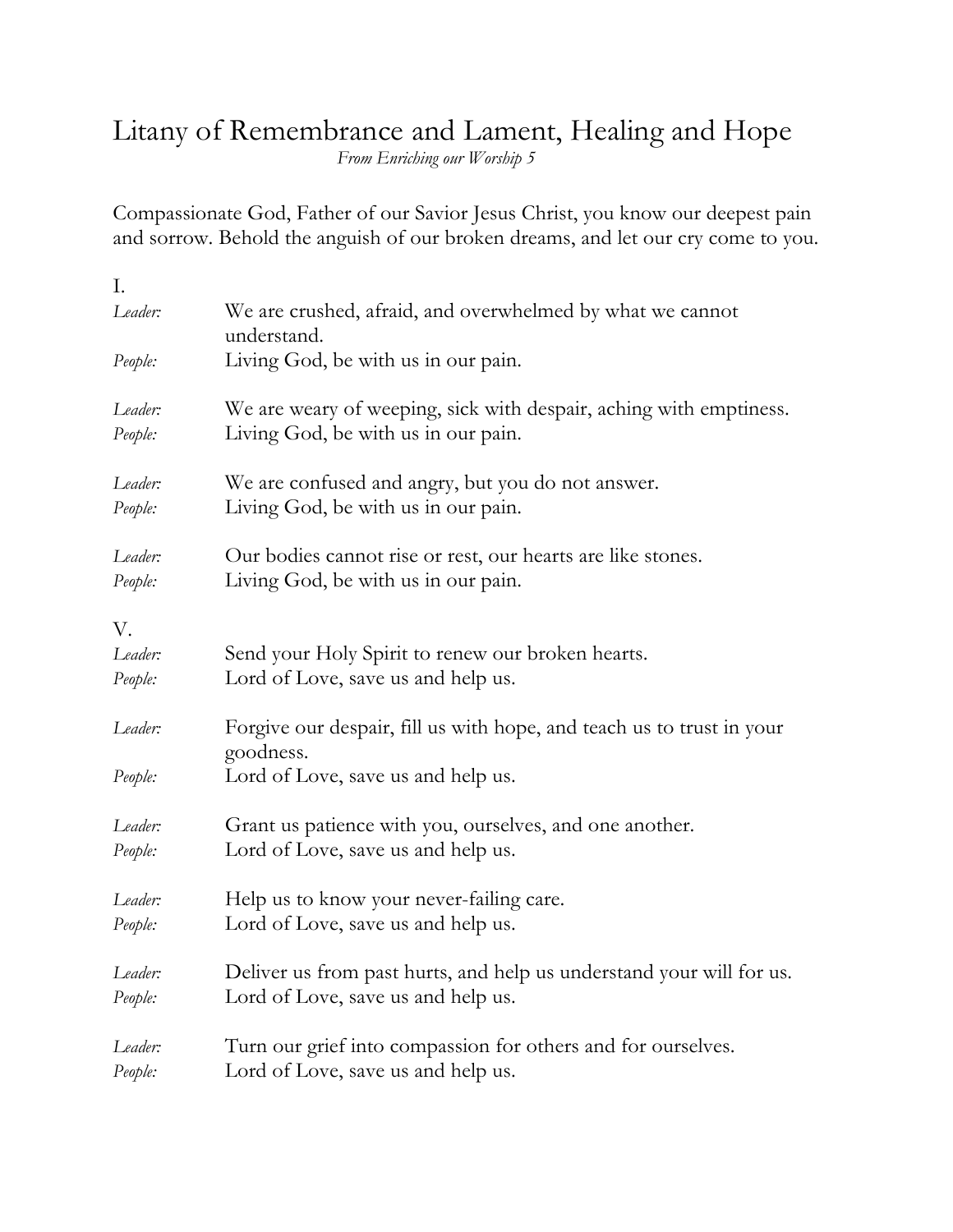# Litany of Remembrance and Lament, Healing and Hope

*From Enriching our Worship 5*

Compassionate God, Father of our Savior Jesus Christ, you know our deepest pain and sorrow. Behold the anguish of our broken dreams, and let our cry come to you.

I.

*Leader:* We are crushed, afraid, and overwhelmed by what we cannot understand.
*People:* Living God, be with us in our pain.

*Leader:* We are weary of weeping, sick with despair, aching with emptiness.
*People:* Living God, be with us in our pain.

*Leader:* We are confused and angry, but you do not answer.
*People:* Living God, be with us in our pain.

*Leader:* Our bodies cannot rise or rest, our hearts are like stones.
*People:* Living God, be with us in our pain.

V.

*Leader:* Send your Holy Spirit to renew our broken hearts.
*People:* Lord of Love, save us and help us.

*Leader:* Forgive our despair, fill us with hope, and teach us to trust in your goodness.
*People:* Lord of Love, save us and help us.

*Leader:* Grant us patience with you, ourselves, and one another.
*People:* Lord of Love, save us and help us.

*Leader:* Help us to know your never-failing care.
*People:* Lord of Love, save us and help us.

*Leader:* Deliver us from past hurts, and help us understand your will for us.
*People:* Lord of Love, save us and help us.

*Leader:* Turn our grief into compassion for others and for ourselves.
*People:* Lord of Love, save us and help us.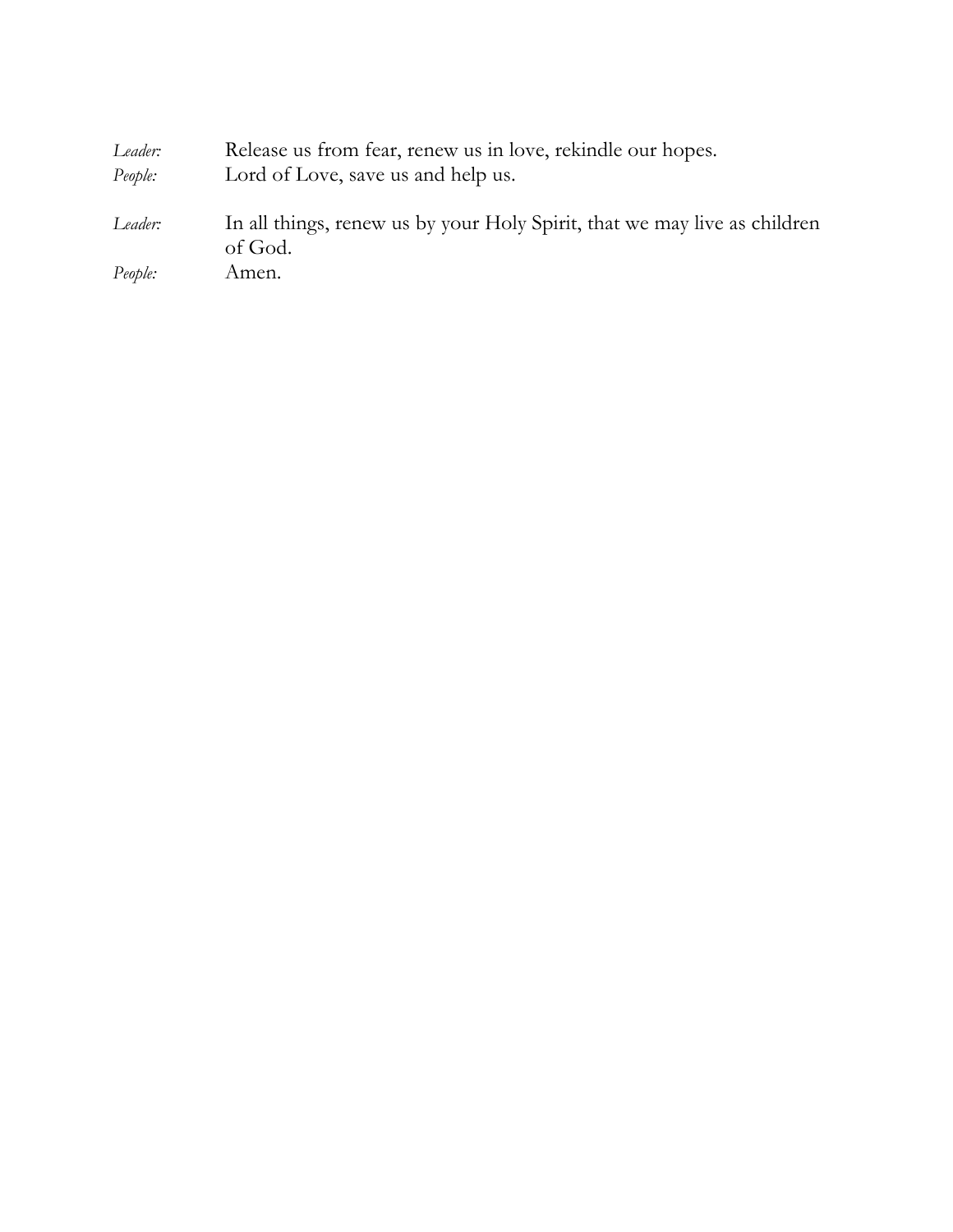*Leader:* Release us from fear, renew us in love, rekindle our hopes.
*People:* Lord of Love, save us and help us.

*Leader:* In all things, renew us by your Holy Spirit, that we may live as children of God.
*People:* Amen.